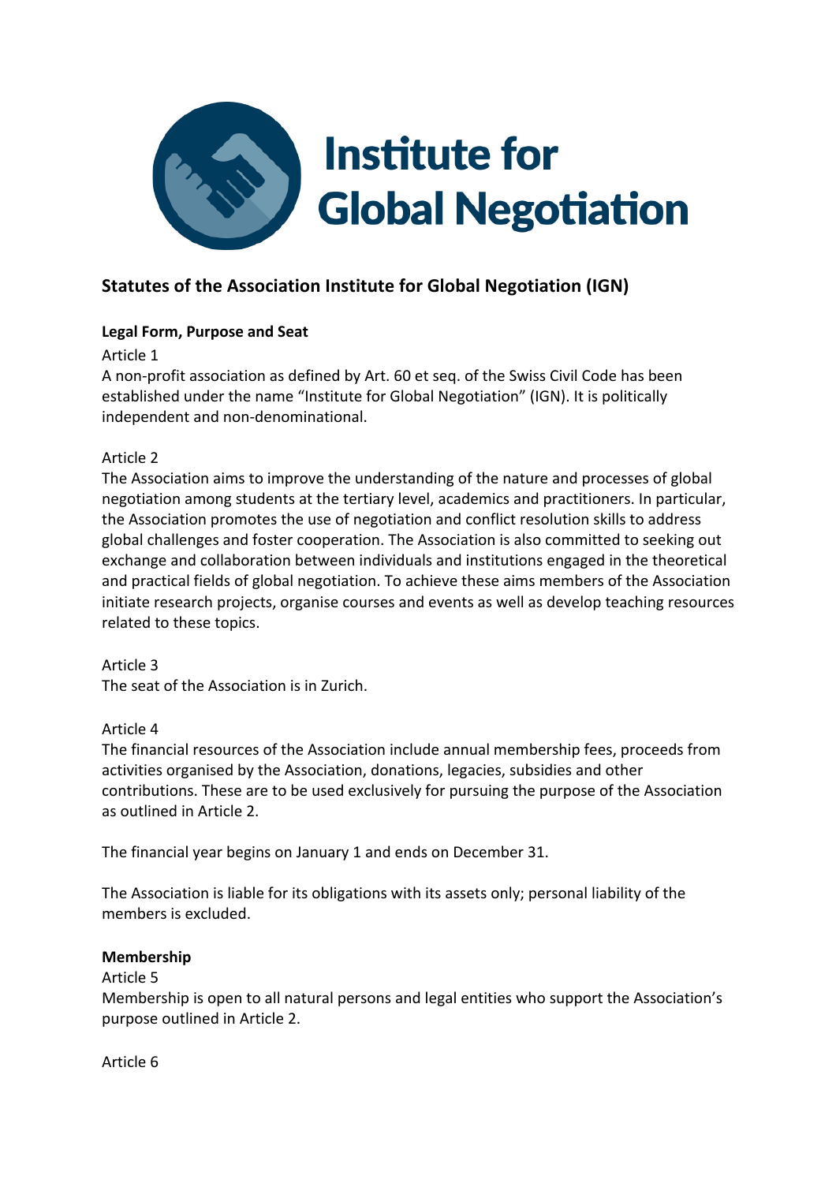# Institute for Global Negotiation

## Statutes of the Association Institute for Global Negotiation (IGN)

### Legal Form, Purpose and Seat

Article 1

A non-profit association as defined by Art. 60 et seq. of the Swiss Civil Code has been established under the name "Institute for Global Negotiation" (IGN). It is politically independent and non-denominational.

Article 2

The Association aims to improve the understanding of the nature and processes of global negotiation among students at the tertiary level, academics and practitioners. In particular, the Association promotes the use of negotiation and conflict resolution skills to address global challenges and foster cooperation. The Association is also committed to seeking out exchange and collaboration between individuals and institutions engaged in the theoretical and practical fields of global negotiation. To achieve these aims members of the Association initiate research projects, organise courses and events as well as develop teaching resources related to these topics.

Article 3

The seat of the Association is in Zurich.

Article 4

The financial resources of the Association include annual membership fees, proceeds from activities organised by the Association, donations, legacies, subsidies and other contributions. These are to be used exclusively for pursuing the purpose of the Association as outlined in Article 2.

The financial year begins on January 1 and ends on December 31.

The Association is liable for its obligations with its assets only; personal liability of the members is excluded.

### Membership

Article 5

Membership is open to all natural persons and legal entities who support the Association's purpose outlined in Article 2.

Article 6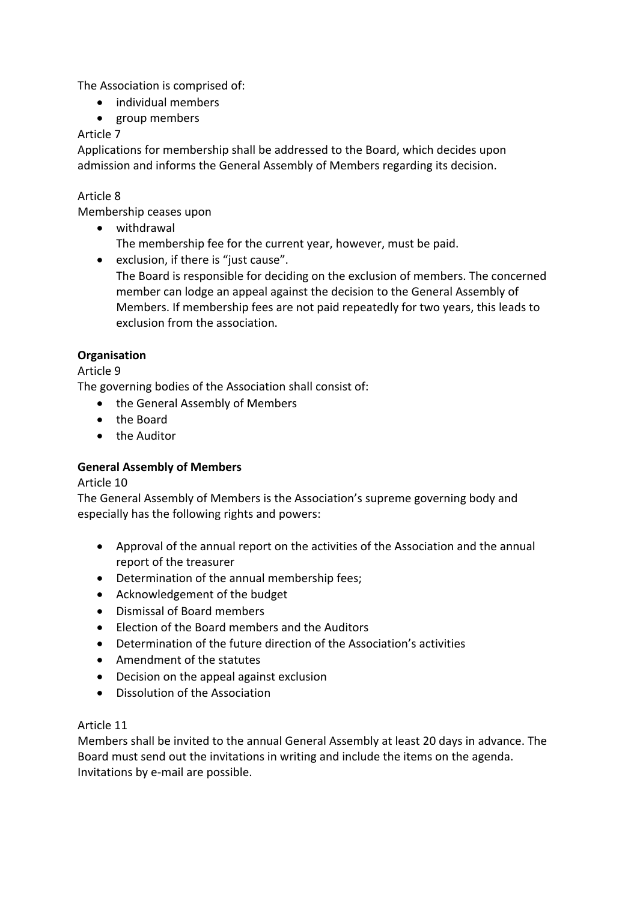The Association is comprised of:

- individual members
- group members

Article 7
Applications for membership shall be addressed to the Board, which decides upon admission and informs the General Assembly of Members regarding its decision.

Article 8
Membership ceases upon

- withdrawal
  The membership fee for the current year, however, must be paid.
- exclusion, if there is "just cause".
  The Board is responsible for deciding on the exclusion of members. The concerned member can lodge an appeal against the decision to the General Assembly of Members. If membership fees are not paid repeatedly for two years, this leads to exclusion from the association.

**Organisation**

Article 9
The governing bodies of the Association shall consist of:

- the General Assembly of Members
- the Board
- the Auditor

**General Assembly of Members**

Article 10
The General Assembly of Members is the Association's supreme governing body and especially has the following rights and powers:

- Approval of the annual report on the activities of the Association and the annual report of the treasurer
- Determination of the annual membership fees;
- Acknowledgement of the budget
- Dismissal of Board members
- Election of the Board members and the Auditors
- Determination of the future direction of the Association's activities
- Amendment of the statutes
- Decision on the appeal against exclusion
- Dissolution of the Association

Article 11
Members shall be invited to the annual General Assembly at least 20 days in advance. The Board must send out the invitations in writing and include the items on the agenda. Invitations by e-mail are possible.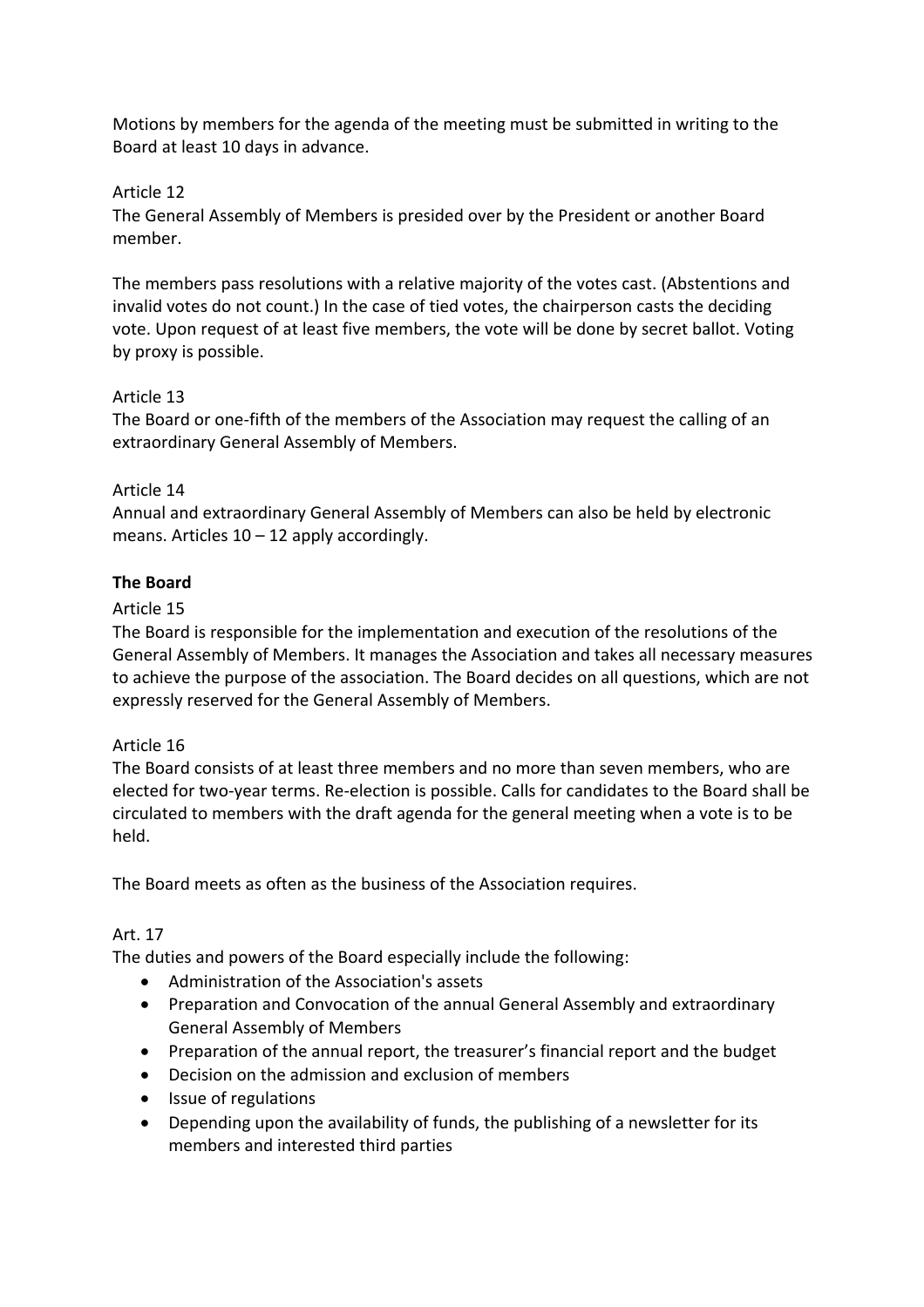Motions by members for the agenda of the meeting must be submitted in writing to the Board at least 10 days in advance.

Article 12
The General Assembly of Members is presided over by the President or another Board member.

The members pass resolutions with a relative majority of the votes cast. (Abstentions and invalid votes do not count.) In the case of tied votes, the chairperson casts the deciding vote. Upon request of at least five members, the vote will be done by secret ballot. Voting by proxy is possible.

Article 13
The Board or one-fifth of the members of the Association may request the calling of an extraordinary General Assembly of Members.

Article 14
Annual and extraordinary General Assembly of Members can also be held by electronic means. Articles 10 – 12 apply accordingly.

**The Board**

Article 15
The Board is responsible for the implementation and execution of the resolutions of the General Assembly of Members. It manages the Association and takes all necessary measures to achieve the purpose of the association. The Board decides on all questions, which are not expressly reserved for the General Assembly of Members.

Article 16
The Board consists of at least three members and no more than seven members, who are elected for two-year terms. Re-election is possible. Calls for candidates to the Board shall be circulated to members with the draft agenda for the general meeting when a vote is to be held.

The Board meets as often as the business of the Association requires.

Art. 17
The duties and powers of the Board especially include the following:

- Administration of the Association's assets
- Preparation and Convocation of the annual General Assembly and extraordinary General Assembly of Members
- Preparation of the annual report, the treasurer's financial report and the budget
- Decision on the admission and exclusion of members
- Issue of regulations
- Depending upon the availability of funds, the publishing of a newsletter for its members and interested third parties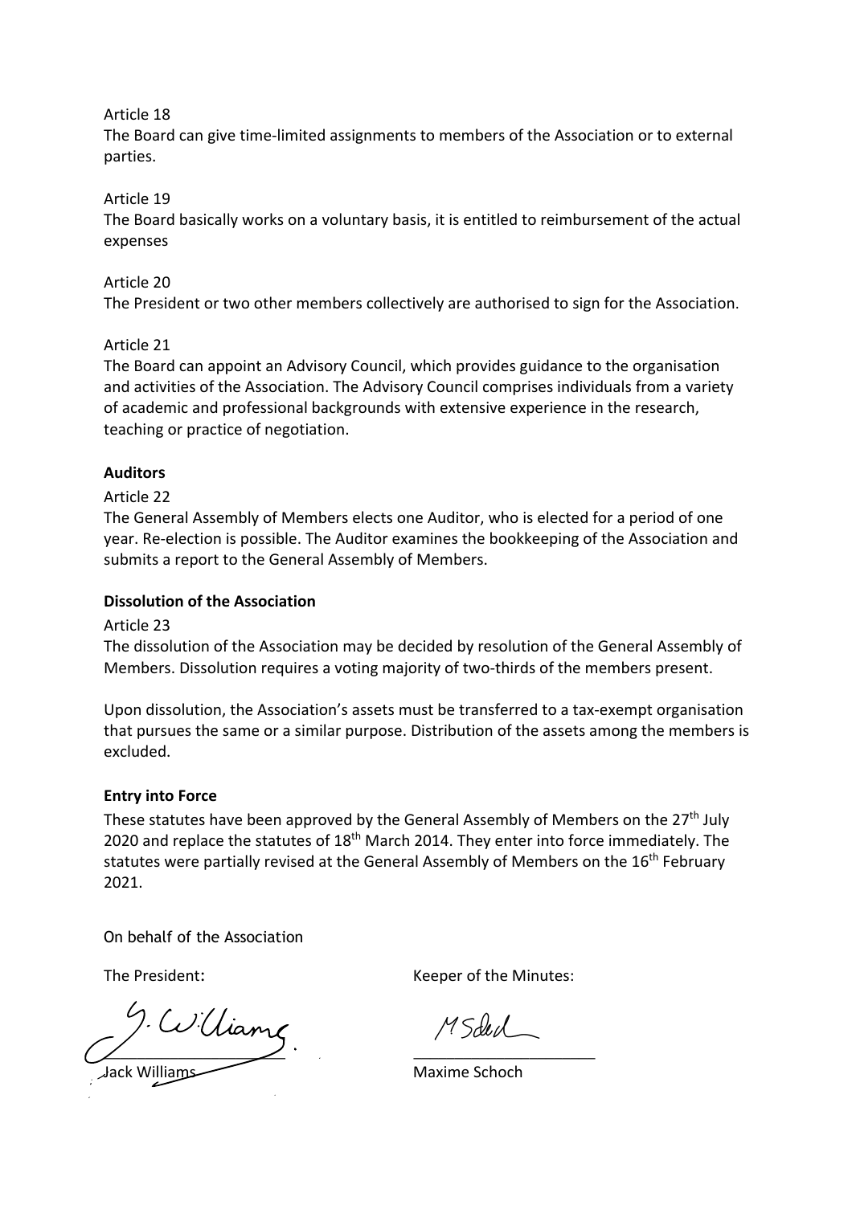Article 18
The Board can give time-limited assignments to members of the Association or to external parties.

Article 19
The Board basically works on a voluntary basis, it is entitled to reimbursement of the actual expenses

Article 20
The President or two other members collectively are authorised to sign for the Association.

Article 21
The Board can appoint an Advisory Council, which provides guidance to the organisation and activities of the Association. The Advisory Council comprises individuals from a variety of academic and professional backgrounds with extensive experience in the research, teaching or practice of negotiation.

**Auditors**

Article 22
The General Assembly of Members elects one Auditor, who is elected for a period of one year. Re-election is possible. The Auditor examines the bookkeeping of the Association and submits a report to the General Assembly of Members.

**Dissolution of the Association**

Article 23
The dissolution of the Association may be decided by resolution of the General Assembly of Members. Dissolution requires a voting majority of two-thirds of the members present.

Upon dissolution, the Association's assets must be transferred to a tax-exempt organisation that pursues the same or a similar purpose. Distribution of the assets among the members is excluded.

**Entry into Force**

These statutes have been approved by the General Assembly of Members on the 27th July 2020 and replace the statutes of 18th March 2014. They enter into force immediately. The statutes were partially revised at the General Assembly of Members on the 16th February 2021.

On behalf of the Association

The President: J. Williams

Jack Williams

Keeper of the Minutes: M Schoch

Maxime Schoch